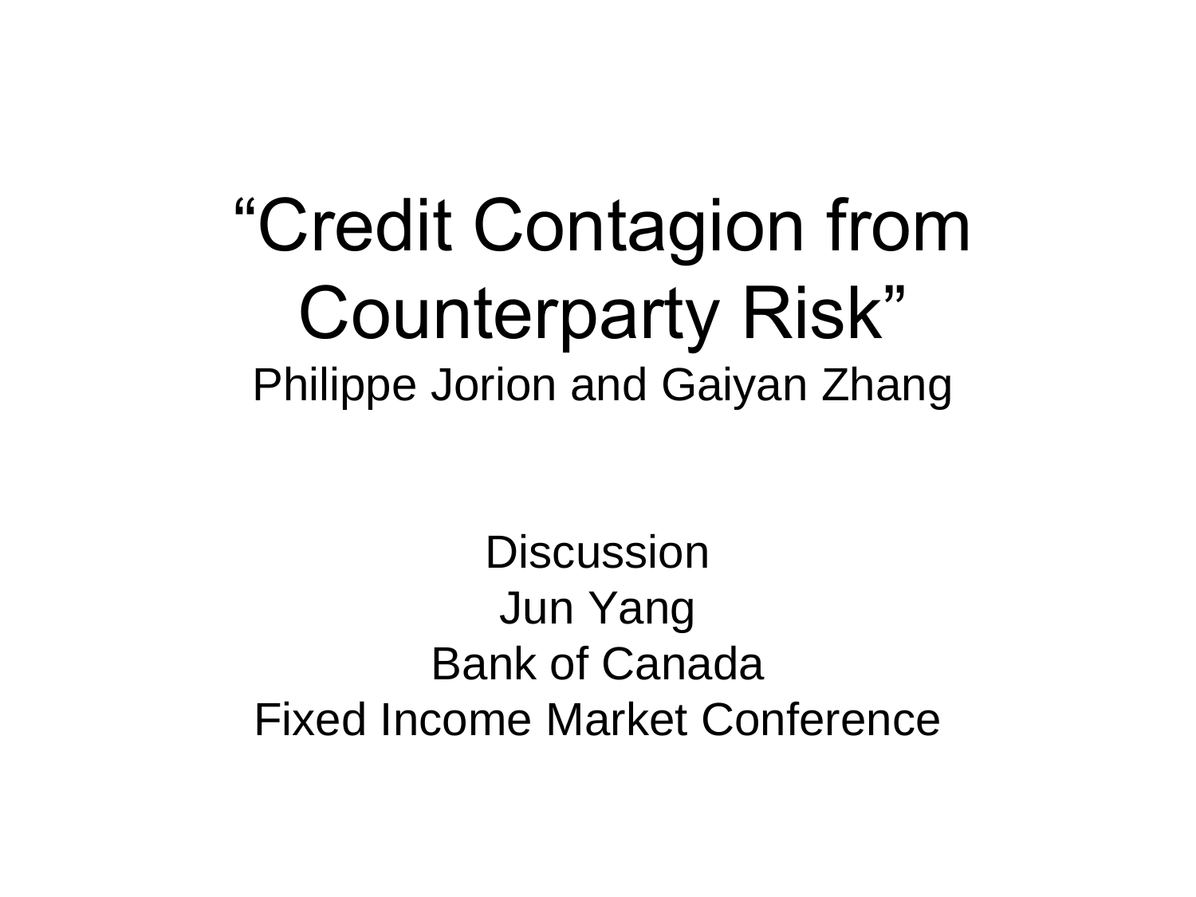# "Credit Contagion from Counterparty Risk"

Philippe Jorion and Gaiyan Zhang

Discussion

Jun Yang

Bank of Canada

Fixed Income Market Conference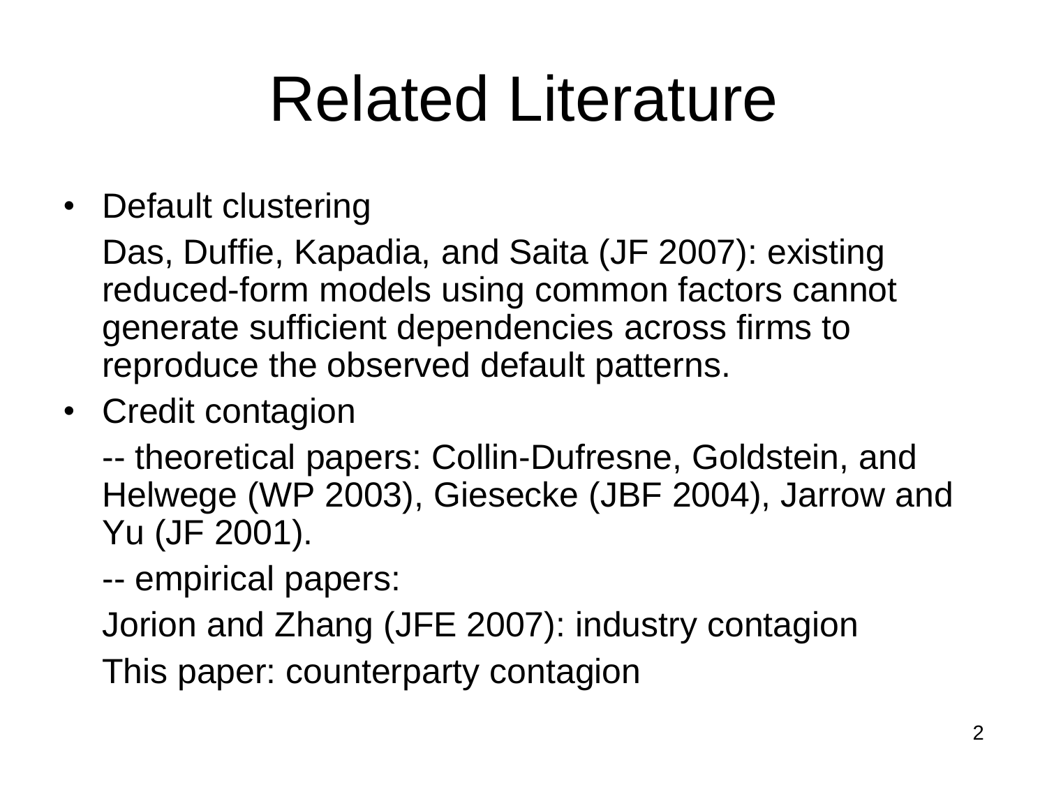# Related Literature

- Default clustering

  Das, Duffie, Kapadia, and Saita (JF 2007): existing reduced-form models using common factors cannot generate sufficient dependencies across firms to reproduce the observed default patterns.

- Credit contagion

  -- theoretical papers: Collin-Dufresne, Goldstein, and Helwege (WP 2003), Giesecke (JBF 2004), Jarrow and Yu (JF 2001).

  -- empirical papers:

  Jorion and Zhang (JFE 2007): industry contagion

  This paper: counterparty contagion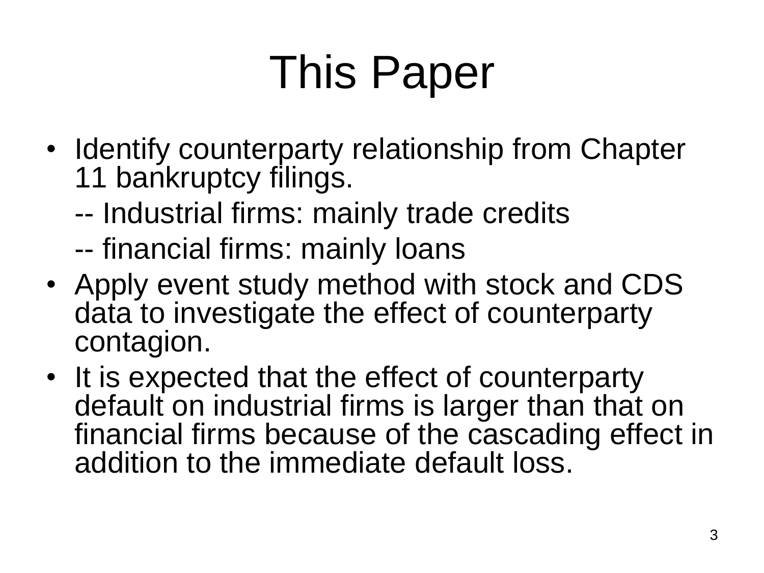# This Paper

- Identify counterparty relationship from Chapter 11 bankruptcy filings.

  -- Industrial firms: mainly trade credits

  -- financial firms: mainly loans
- Apply event study method with stock and CDS data to investigate the effect of counterparty contagion.
- It is expected that the effect of counterparty default on industrial firms is larger than that on financial firms because of the cascading effect in addition to the immediate default loss.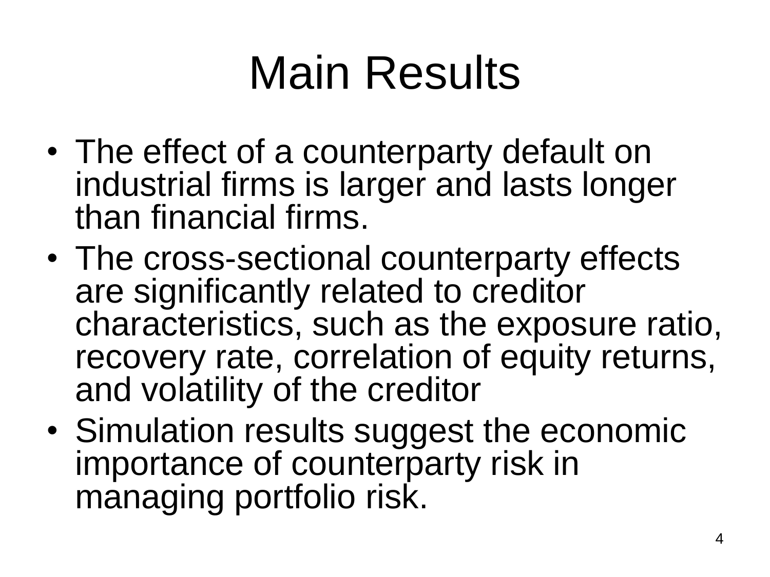# Main Results

- The effect of a counterparty default on industrial firms is larger and lasts longer than financial firms.
- The cross-sectional counterparty effects are significantly related to creditor characteristics, such as the exposure ratio, recovery rate, correlation of equity returns, and volatility of the creditor
- Simulation results suggest the economic importance of counterparty risk in managing portfolio risk.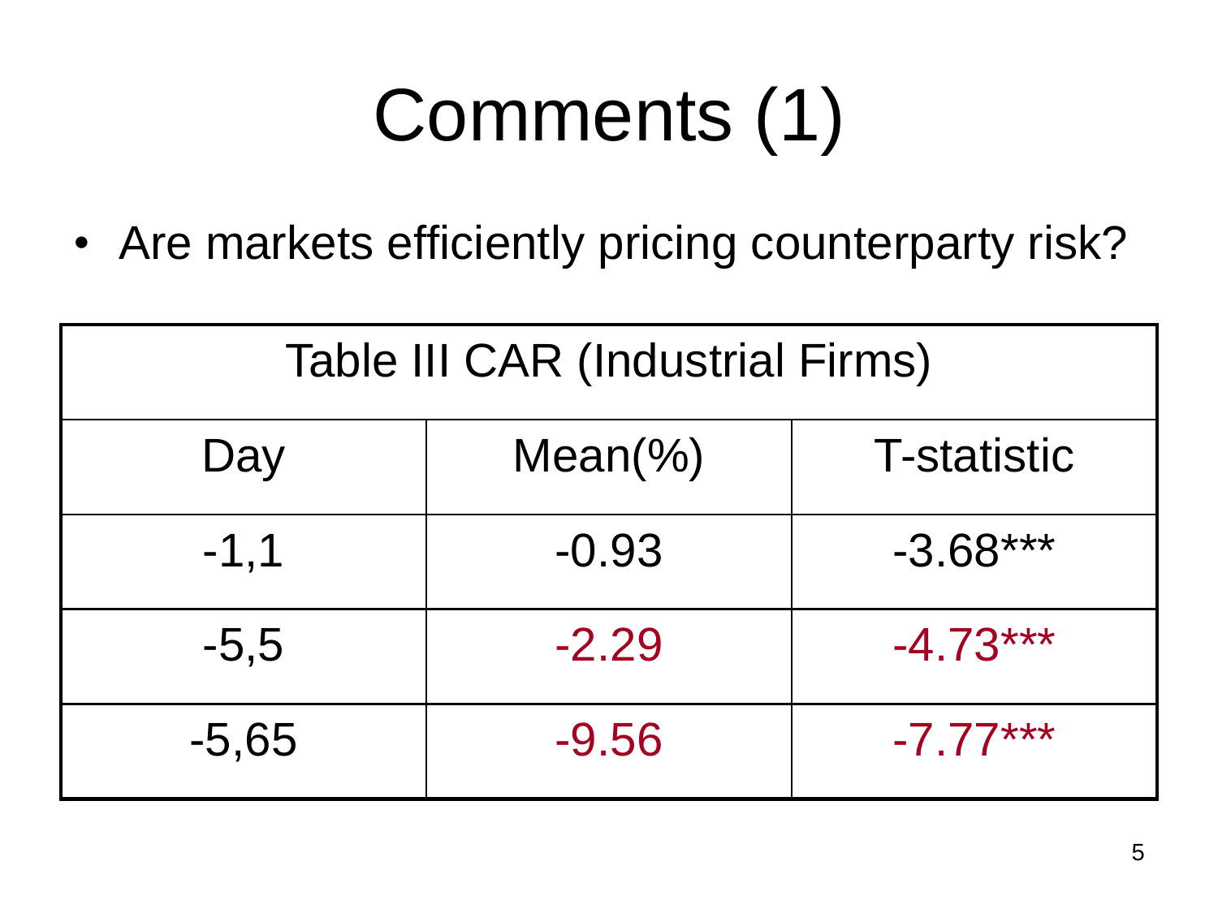# Comments (1)

- Are markets efficiently pricing counterparty risk?

| Table III CAR (Industrial Firms) | | |
|---|---|---|
| Day | Mean(%) | T-statistic |
| -1,1 | -0.93 | -3.68*** |
| -5,5 | -2.29 | -4.73*** |
| -5,65 | -9.56 | -7.77*** |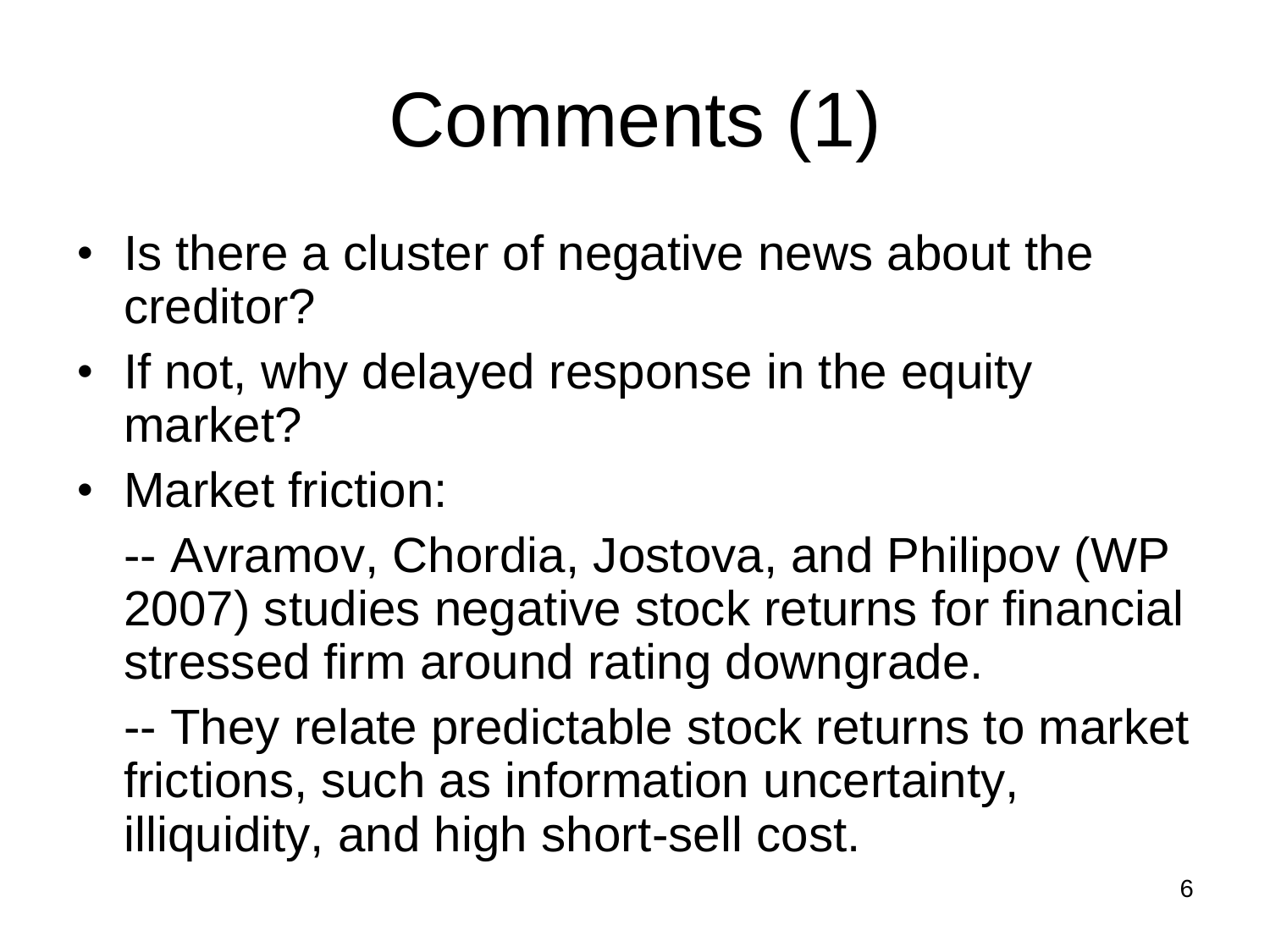# Comments (1)

- Is there a cluster of negative news about the creditor?
- If not, why delayed response in the equity market?
- Market friction:

  -- Avramov, Chordia, Jostova, and Philipov (WP 2007) studies negative stock returns for financial stressed firm around rating downgrade.

  -- They relate predictable stock returns to market frictions, such as information uncertainty, illiquidity, and high short-sell cost.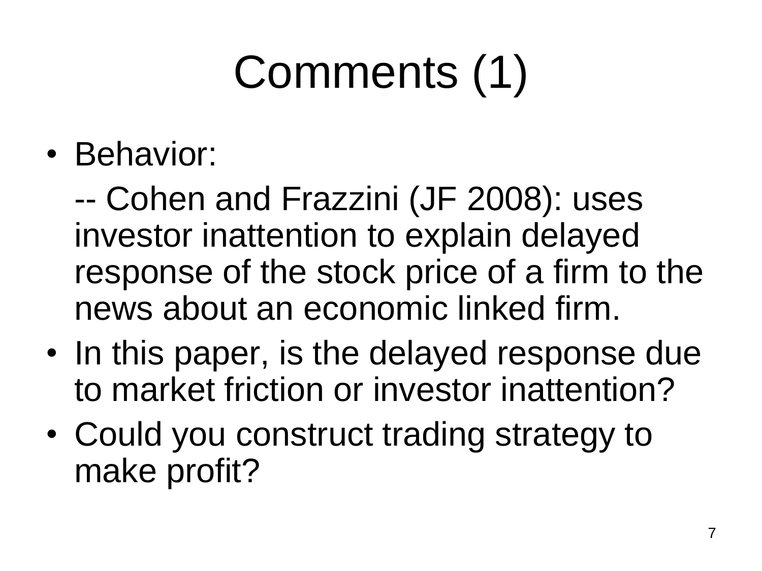# Comments (1)

- Behavior:

  -- Cohen and Frazzini (JF 2008): uses investor inattention to explain delayed response of the stock price of a firm to the news about an economic linked firm.

- In this paper, is the delayed response due to market friction or investor inattention?
- Could you construct trading strategy to make profit?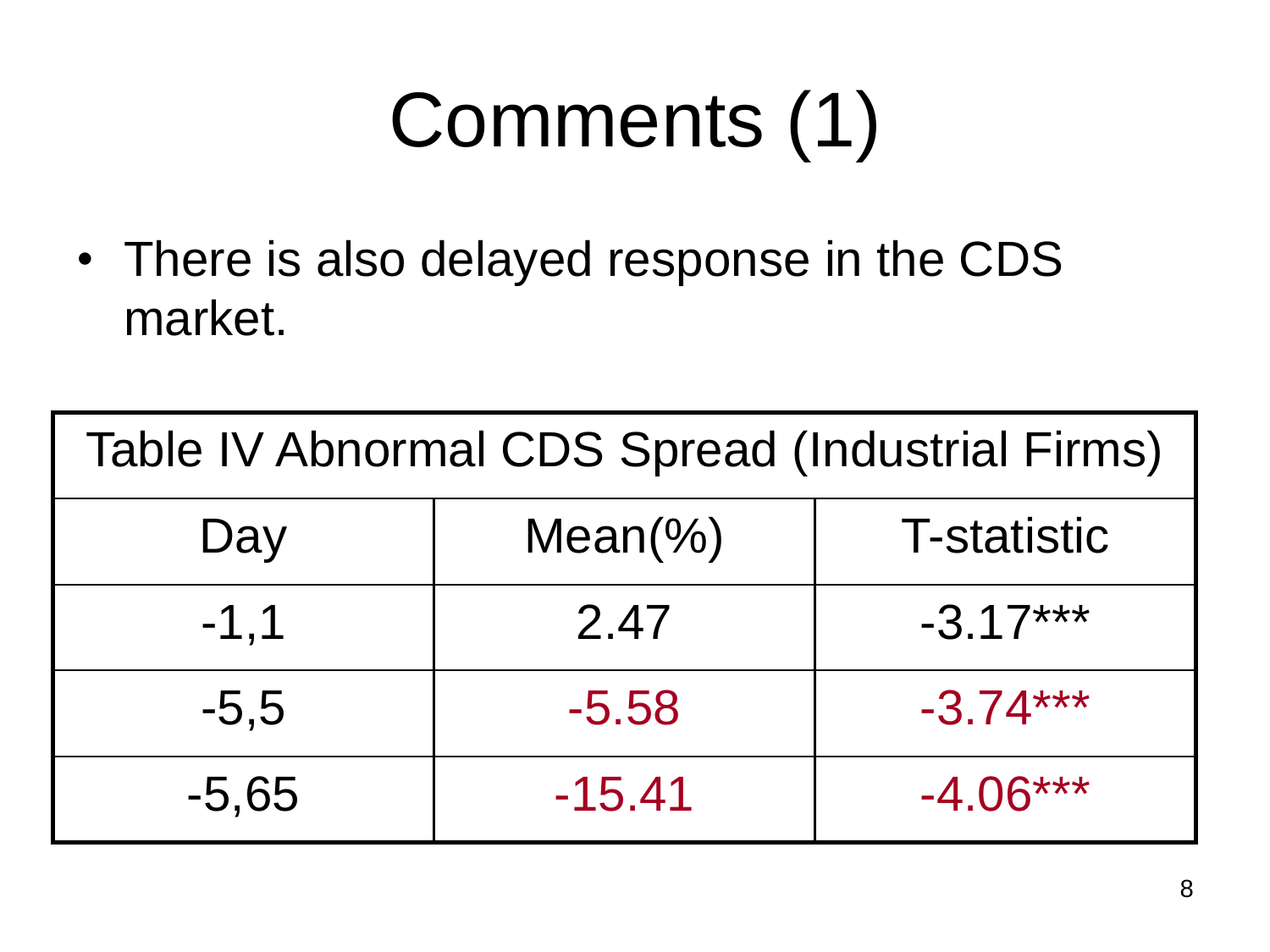# Comments (1)

- There is also delayed response in the CDS market.

| Table IV Abnormal CDS Spread (Industrial Firms) | | |
|---|---|---|
| Day | Mean(%) | T-statistic |
| -1,1 | 2.47 | -3.17*** |
| -5,5 | -5.58 | -3.74*** |
| -5,65 | -15.41 | -4.06*** |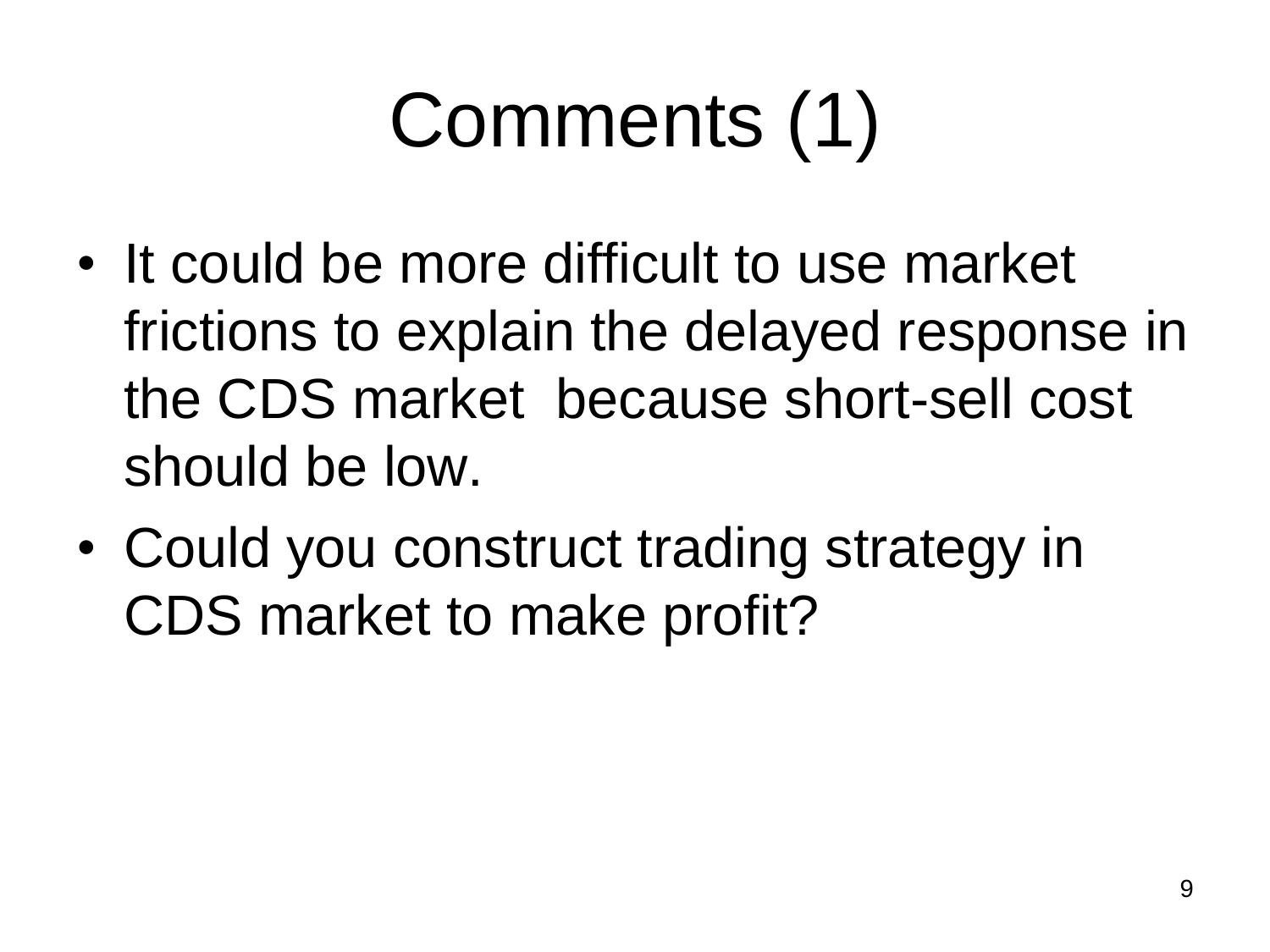# Comments (1)

- It could be more difficult to use market frictions to explain the delayed response in the CDS market  because short-sell cost should be low.
- Could you construct trading strategy in CDS market to make profit?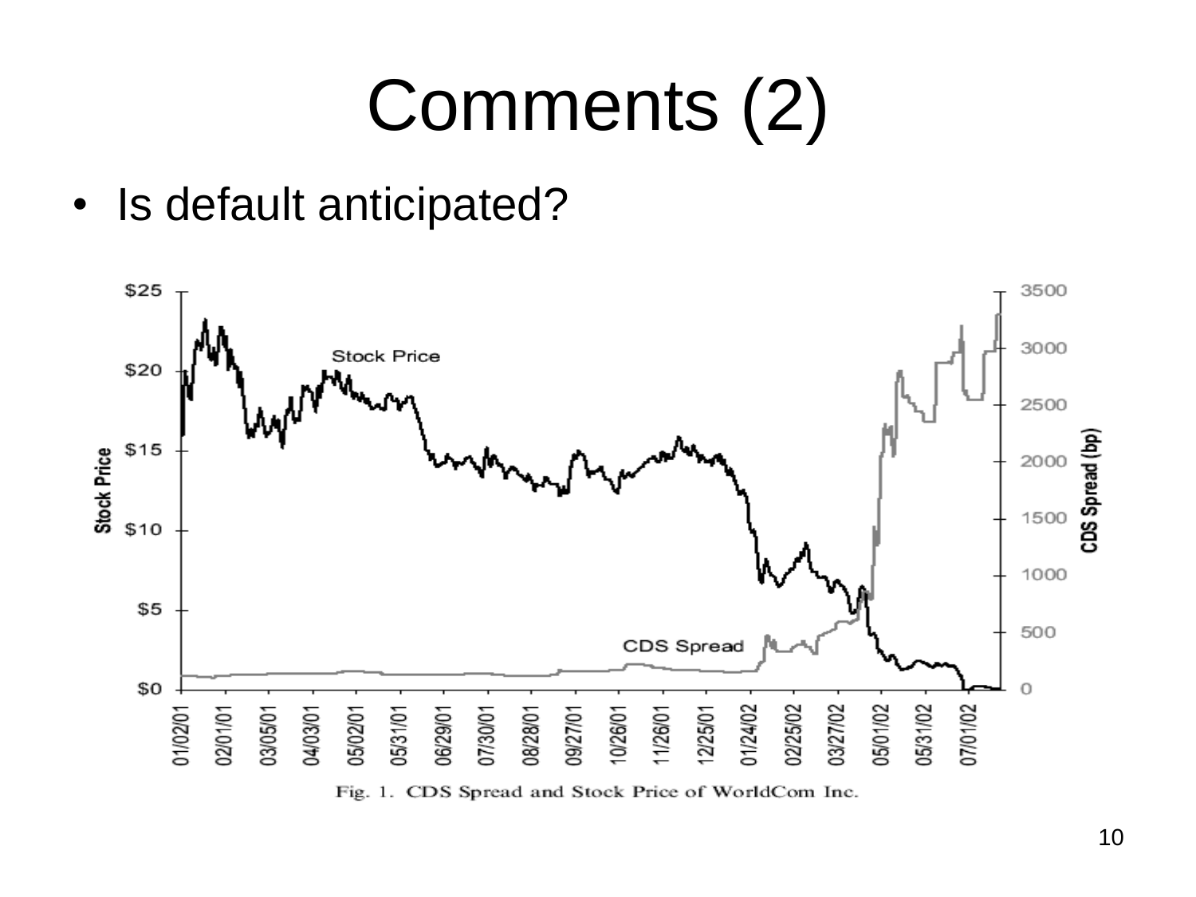# Comments (2)

- Is default anticipated?

Fig. 1. CDS Spread and Stock Price of WorldCom Inc.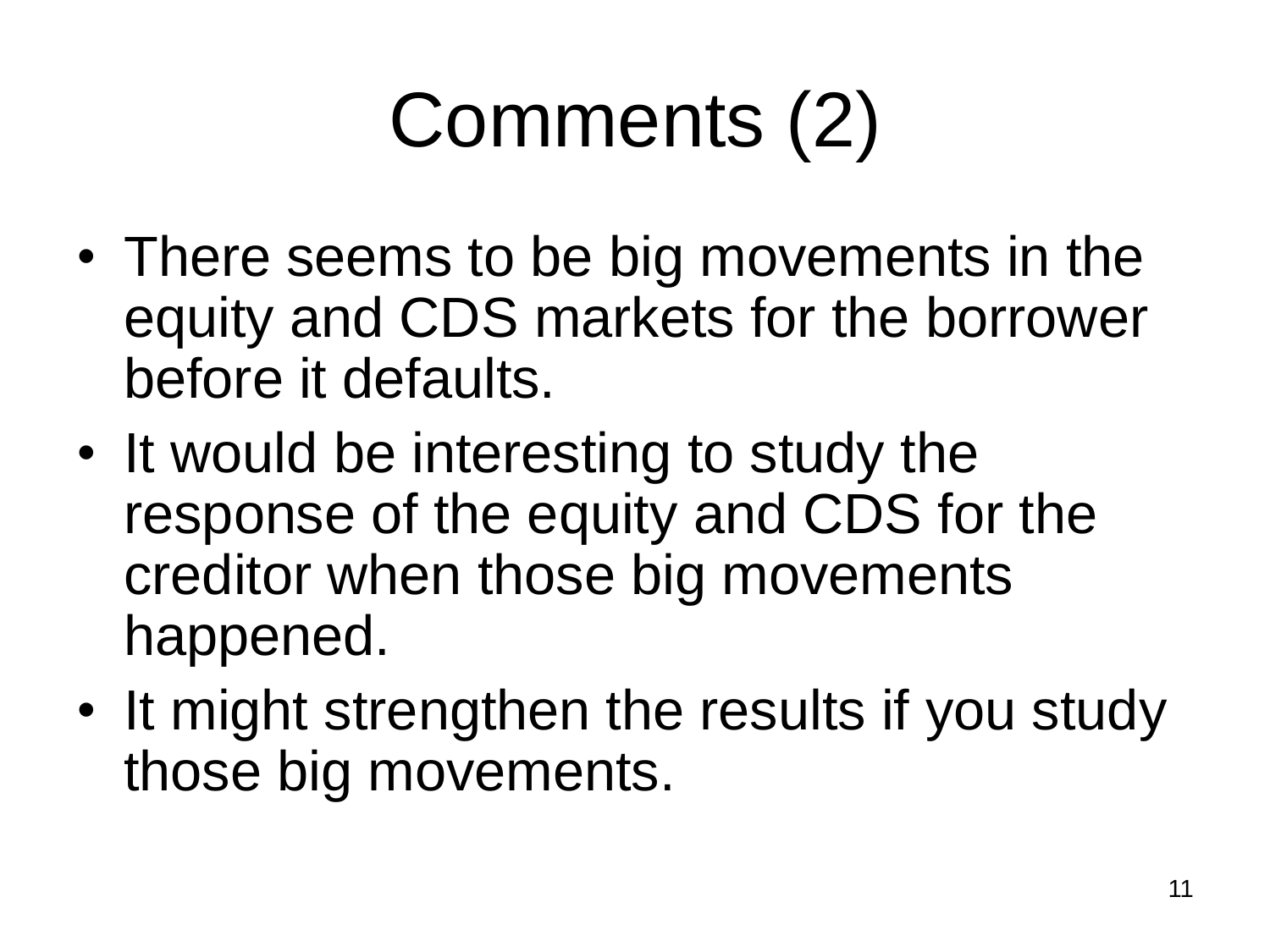# Comments (2)

- There seems to be big movements in the equity and CDS markets for the borrower before it defaults.
- It would be interesting to study the response of the equity and CDS for the creditor when those big movements happened.
- It might strengthen the results if you study those big movements.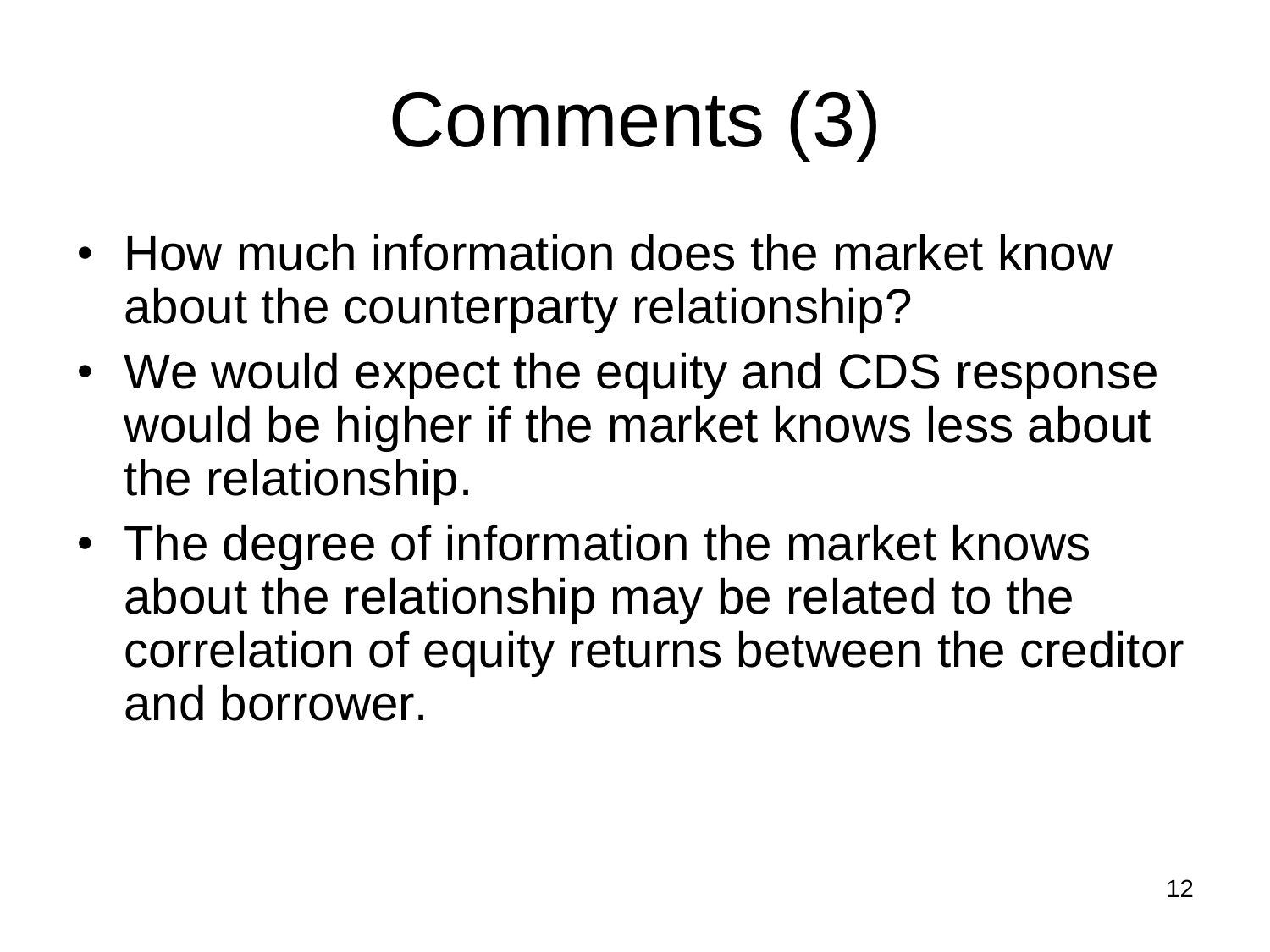# Comments (3)

- How much information does the market know about the counterparty relationship?
- We would expect the equity and CDS response would be higher if the market knows less about the relationship.
- The degree of information the market knows about the relationship may be related to the correlation of equity returns between the creditor and borrower.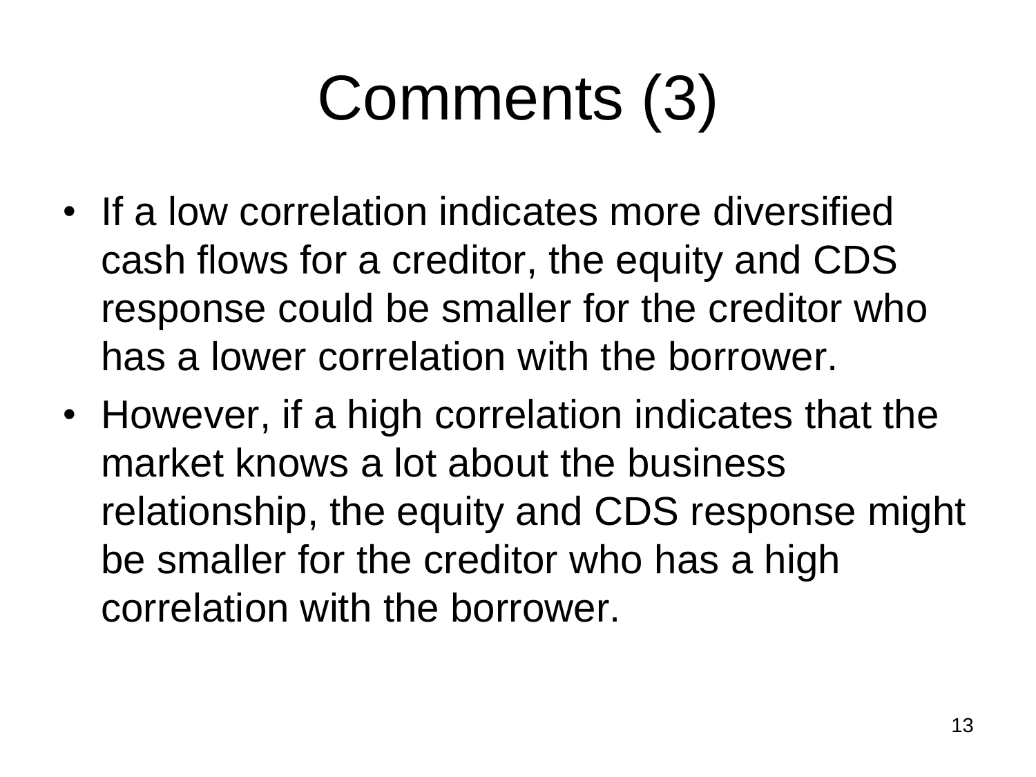# Comments (3)

- If a low correlation indicates more diversified cash flows for a creditor, the equity and CDS response could be smaller for the creditor who has a lower correlation with the borrower.
- However, if a high correlation indicates that the market knows a lot about the business relationship, the equity and CDS response might be smaller for the creditor who has a high correlation with the borrower.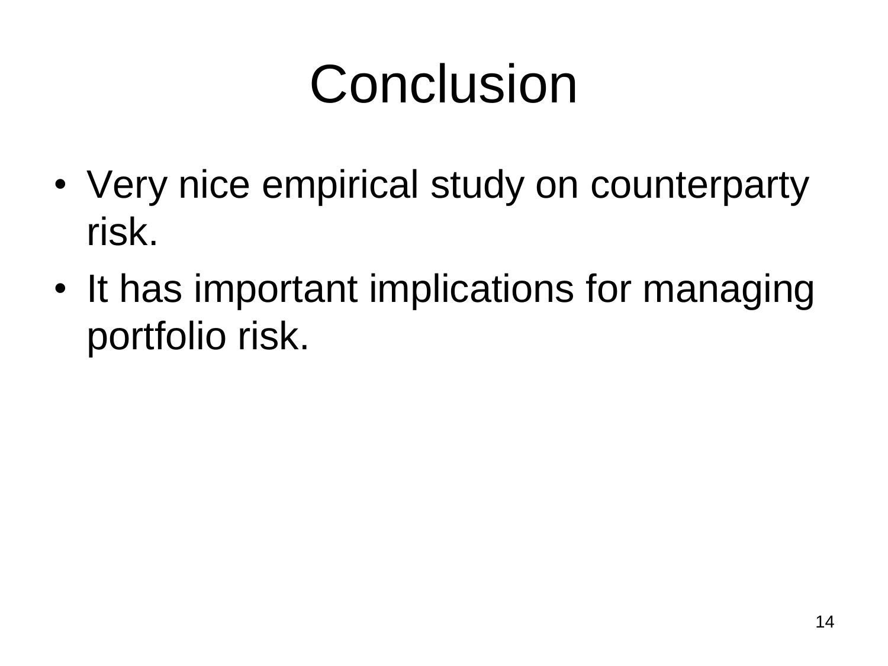# Conclusion

- Very nice empirical study on counterparty risk.
- It has important implications for managing portfolio risk.